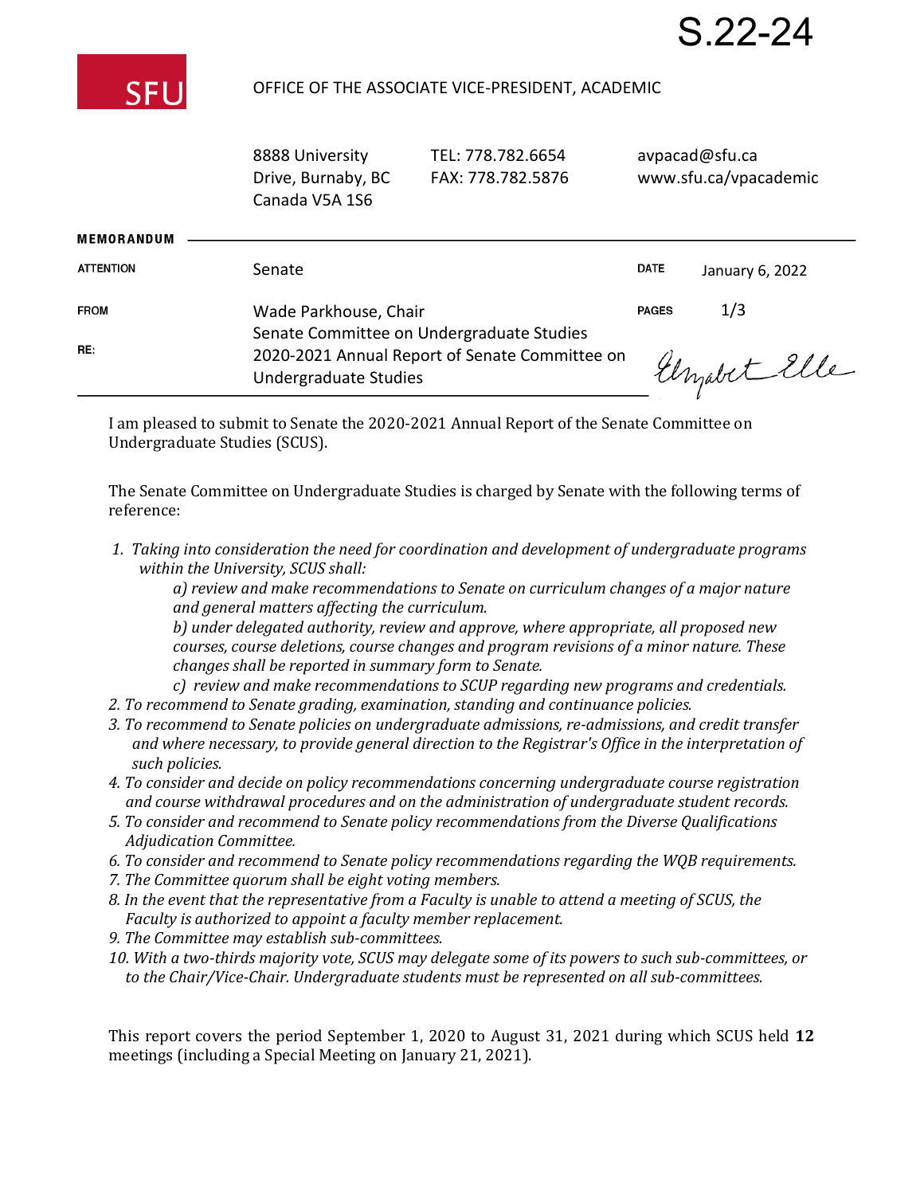S.22-24

SFU

OFFICE OF THE ASSOCIATE VICE-PRESIDENT, ACADEMIC

8888 University Drive, Burnaby, BC Canada V5A 1S6
TEL: 778.782.6654
FAX: 778.782.5876
avpacad@sfu.ca
www.sfu.ca/vpacademic

**MEMORANDUM**

| | | | |
|---|---|---|---|
| **ATTENTION** | Senate | **DATE** | January 6, 2022 |
| **FROM** | Wade Parkhouse, Chair<br>Senate Committee on Undergraduate Studies | **PAGES** | 1/3 |
| **RE:** | 2020-2021 Annual Report of Senate Committee on Undergraduate Studies | | |

Elizabeth Elle

I am pleased to submit to Senate the 2020-2021 Annual Report of the Senate Committee on Undergraduate Studies (SCUS).

The Senate Committee on Undergraduate Studies is charged by Senate with the following terms of reference:

1. *Taking into consideration the need for coordination and development of undergraduate programs within the University, SCUS shall:*
   *a) review and make recommendations to Senate on curriculum changes of a major nature and general matters affecting the curriculum.*
   *b) under delegated authority, review and approve, where appropriate, all proposed new courses, course deletions, course changes and program revisions of a minor nature. These changes shall be reported in summary form to Senate.*
   *c) review and make recommendations to SCUP regarding new programs and credentials.*
2. *To recommend to Senate grading, examination, standing and continuance policies.*
3. *To recommend to Senate policies on undergraduate admissions, re-admissions, and credit transfer and where necessary, to provide general direction to the Registrar's Office in the interpretation of such policies.*
4. *To consider and decide on policy recommendations concerning undergraduate course registration and course withdrawal procedures and on the administration of undergraduate student records.*
5. *To consider and recommend to Senate policy recommendations from the Diverse Qualifications Adjudication Committee.*
6. *To consider and recommend to Senate policy recommendations regarding the WQB requirements.*
7. *The Committee quorum shall be eight voting members.*
8. *In the event that the representative from a Faculty is unable to attend a meeting of SCUS, the Faculty is authorized to appoint a faculty member replacement.*
9. *The Committee may establish sub-committees.*
10. *With a two-thirds majority vote, SCUS may delegate some of its powers to such sub-committees, or to the Chair/Vice-Chair. Undergraduate students must be represented on all sub-committees.*

This report covers the period September 1, 2020 to August 31, 2021 during which SCUS held **12** meetings (including a Special Meeting on January 21, 2021).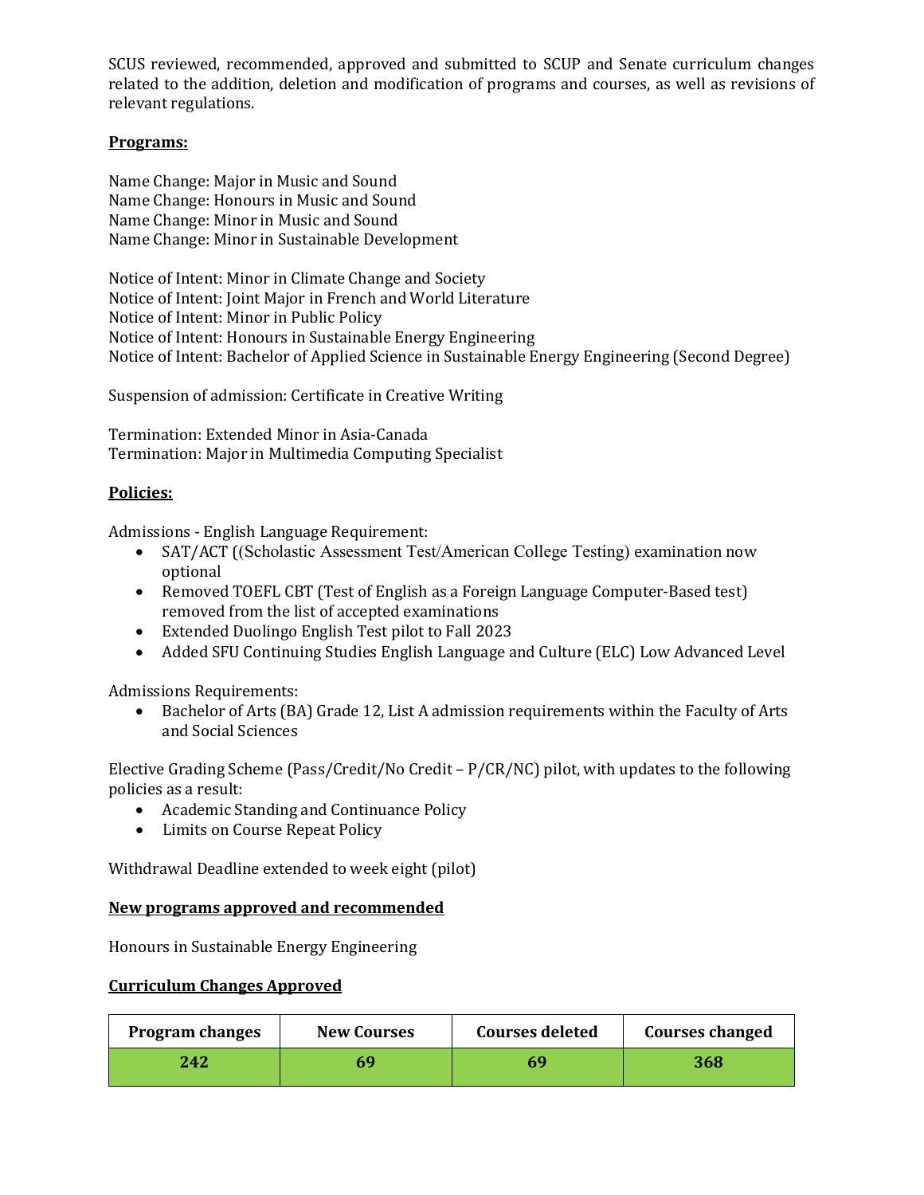SCUS reviewed, recommended, approved and submitted to SCUP and Senate curriculum changes related to the addition, deletion and modification of programs and courses, as well as revisions of relevant regulations.

**Programs:**

Name Change: Major in Music and Sound
Name Change: Honours in Music and Sound
Name Change: Minor in Music and Sound
Name Change: Minor in Sustainable Development

Notice of Intent: Minor in Climate Change and Society
Notice of Intent: Joint Major in French and World Literature
Notice of Intent: Minor in Public Policy
Notice of Intent: Honours in Sustainable Energy Engineering
Notice of Intent: Bachelor of Applied Science in Sustainable Energy Engineering (Second Degree)

Suspension of admission: Certificate in Creative Writing

Termination: Extended Minor in Asia-Canada
Termination: Major in Multimedia Computing Specialist

**Policies:**

Admissions - English Language Requirement:

- SAT/ACT ((Scholastic Assessment Test/American College Testing) examination now optional
- Removed TOEFL CBT (Test of English as a Foreign Language Computer-Based test) removed from the list of accepted examinations
- Extended Duolingo English Test pilot to Fall 2023
- Added SFU Continuing Studies English Language and Culture (ELC) Low Advanced Level

Admissions Requirements:

- Bachelor of Arts (BA) Grade 12, List A admission requirements within the Faculty of Arts and Social Sciences

Elective Grading Scheme (Pass/Credit/No Credit – P/CR/NC) pilot, with updates to the following policies as a result:

- Academic Standing and Continuance Policy
- Limits on Course Repeat Policy

Withdrawal Deadline extended to week eight (pilot)

**New programs approved and recommended**

Honours in Sustainable Energy Engineering

**Curriculum Changes Approved**

| Program changes | New Courses | Courses deleted | Courses changed |
|---|---|---|---|
| **242** | **69** | **69** | **368** |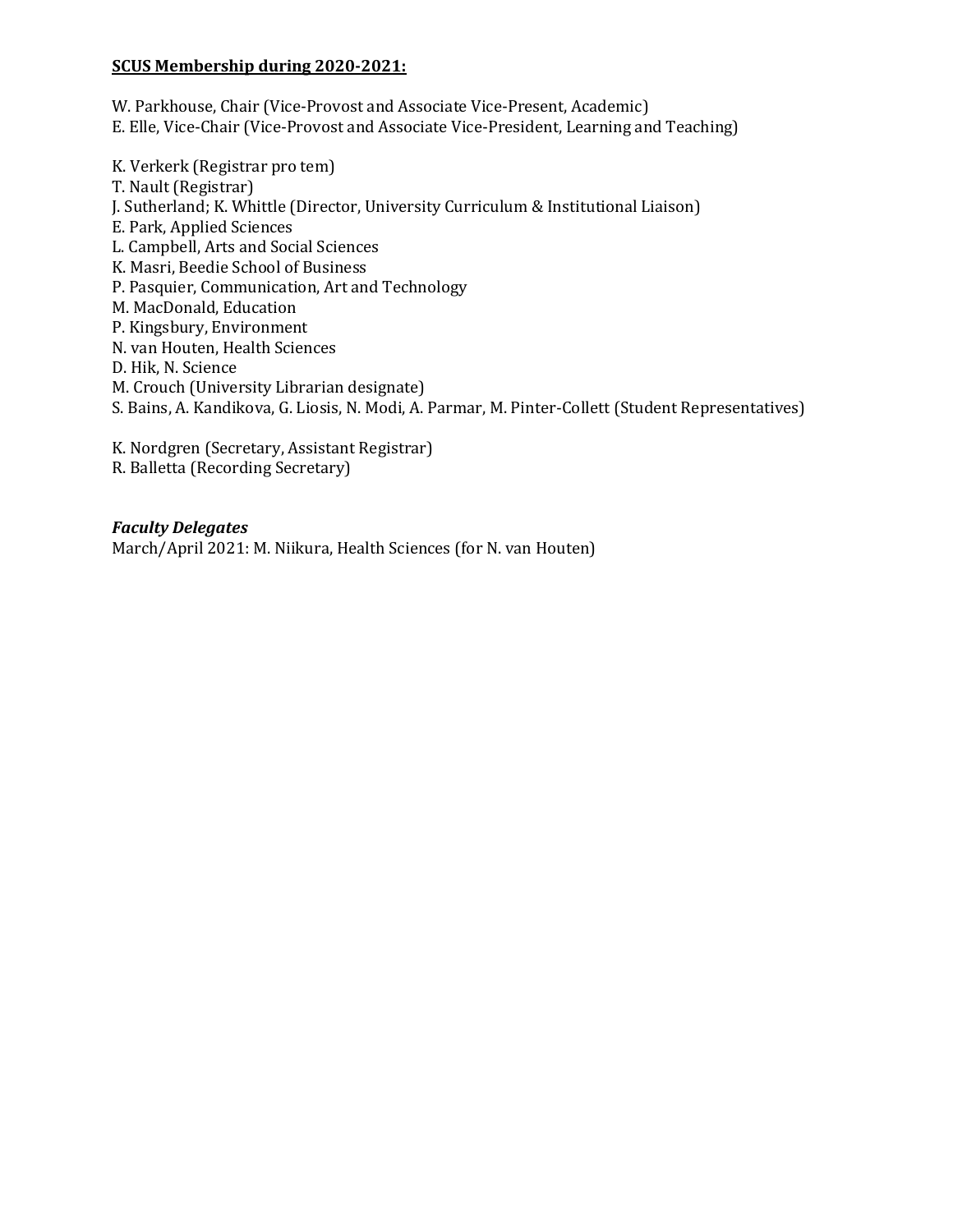**SCUS Membership during 2020-2021:**

W. Parkhouse, Chair (Vice-Provost and Associate Vice-Present, Academic)
E. Elle, Vice-Chair (Vice-Provost and Associate Vice-President, Learning and Teaching)

K. Verkerk (Registrar pro tem)
T. Nault (Registrar)
J. Sutherland; K. Whittle (Director, University Curriculum & Institutional Liaison)
E. Park, Applied Sciences
L. Campbell, Arts and Social Sciences
K. Masri, Beedie School of Business
P. Pasquier, Communication, Art and Technology
M. MacDonald, Education
P. Kingsbury, Environment
N. van Houten, Health Sciences
D. Hik, N. Science
M. Crouch (University Librarian designate)
S. Bains, A. Kandikova, G. Liosis, N. Modi, A. Parmar, M. Pinter-Collett (Student Representatives)

K. Nordgren (Secretary, Assistant Registrar)
R. Balletta (Recording Secretary)

***Faculty Delegates***
March/April 2021: M. Niikura, Health Sciences (for N. van Houten)